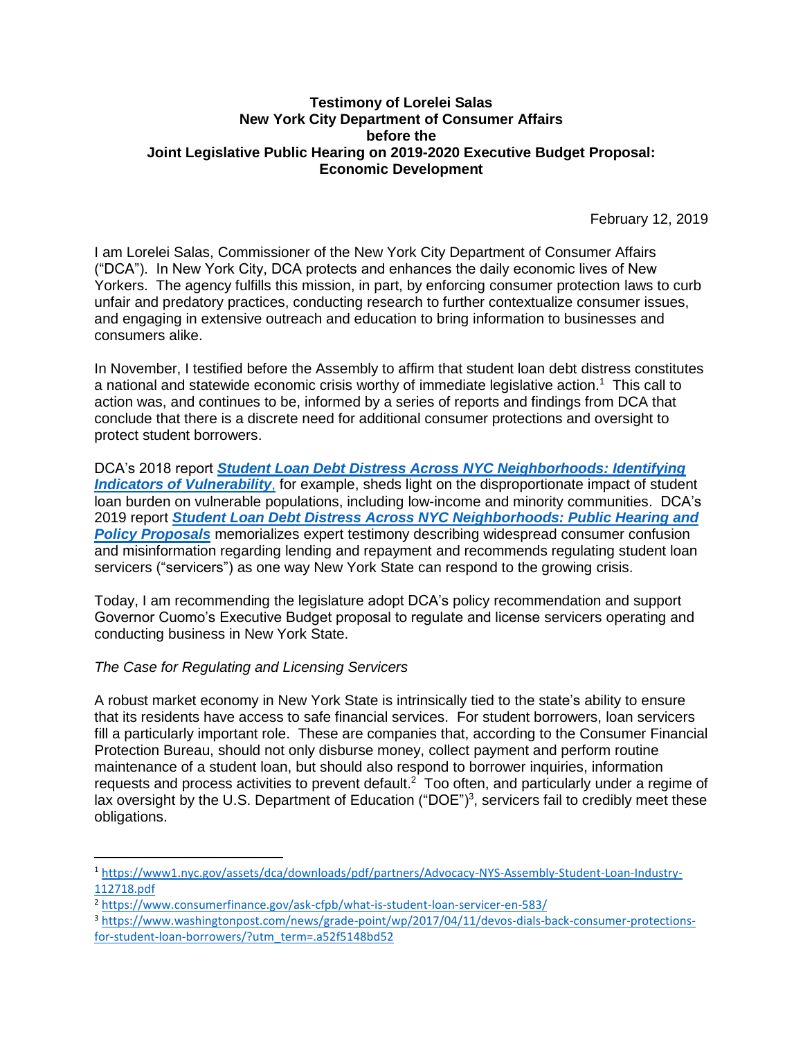**Testimony of Lorelei Salas**
**New York City Department of Consumer Affairs**
**before the**
**Joint Legislative Public Hearing on 2019-2020 Executive Budget Proposal: Economic Development**

February 12, 2019

I am Lorelei Salas, Commissioner of the New York City Department of Consumer Affairs ("DCA"). In New York City, DCA protects and enhances the daily economic lives of New Yorkers. The agency fulfills this mission, in part, by enforcing consumer protection laws to curb unfair and predatory practices, conducting research to further contextualize consumer issues, and engaging in extensive outreach and education to bring information to businesses and consumers alike.

In November, I testified before the Assembly to affirm that student loan debt distress constitutes a national and statewide economic crisis worthy of immediate legislative action.[1] This call to action was, and continues to be, informed by a series of reports and findings from DCA that conclude that there is a discrete need for additional consumer protections and oversight to protect student borrowers.

DCA's 2018 report ***Student Loan Debt Distress Across NYC Neighborhoods: Identifying Indicators of Vulnerability***, for example, sheds light on the disproportionate impact of student loan burden on vulnerable populations, including low-income and minority communities. DCA's 2019 report ***Student Loan Debt Distress Across NYC Neighborhoods: Public Hearing and Policy Proposals*** memorializes expert testimony describing widespread consumer confusion and misinformation regarding lending and repayment and recommends regulating student loan servicers ("servicers") as one way New York State can respond to the growing crisis.

Today, I am recommending the legislature adopt DCA's policy recommendation and support Governor Cuomo's Executive Budget proposal to regulate and license servicers operating and conducting business in New York State.

*The Case for Regulating and Licensing Servicers*

A robust market economy in New York State is intrinsically tied to the state's ability to ensure that its residents have access to safe financial services. For student borrowers, loan servicers fill a particularly important role. These are companies that, according to the Consumer Financial Protection Bureau, should not only disburse money, collect payment and perform routine maintenance of a student loan, but should also respond to borrower inquiries, information requests and process activities to prevent default.[2] Too often, and particularly under a regime of lax oversight by the U.S. Department of Education ("DOE")[3], servicers fail to credibly meet these obligations.

---

[1] https://www1.nyc.gov/assets/dca/downloads/pdf/partners/Advocacy-NYS-Assembly-Student-Loan-Industry-112718.pdf

[2] https://www.consumerfinance.gov/ask-cfpb/what-is-student-loan-servicer-en-583/

[3] https://www.washingtonpost.com/news/grade-point/wp/2017/04/11/devos-dials-back-consumer-protections-for-student-loan-borrowers/?utm_term=.a52f5148bd52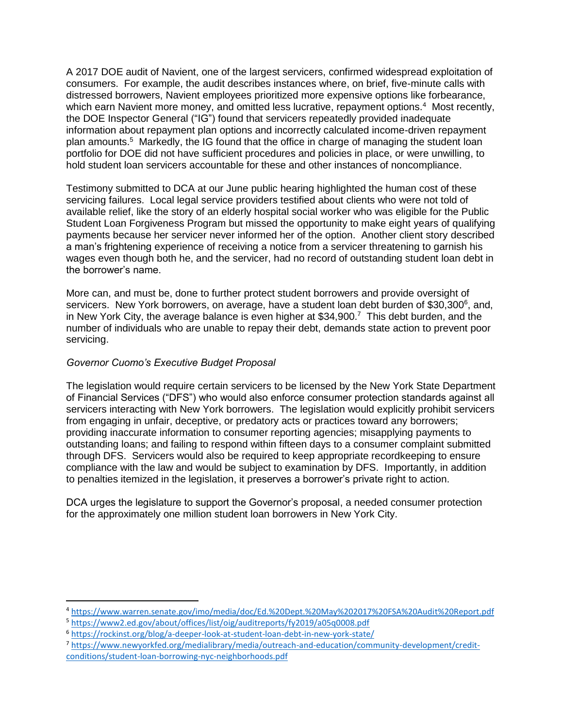A 2017 DOE audit of Navient, one of the largest servicers, confirmed widespread exploitation of consumers. For example, the audit describes instances where, on brief, five-minute calls with distressed borrowers, Navient employees prioritized more expensive options like forbearance, which earn Navient more money, and omitted less lucrative, repayment options.[4] Most recently, the DOE Inspector General ("IG") found that servicers repeatedly provided inadequate information about repayment plan options and incorrectly calculated income-driven repayment plan amounts.[5] Markedly, the IG found that the office in charge of managing the student loan portfolio for DOE did not have sufficient procedures and policies in place, or were unwilling, to hold student loan servicers accountable for these and other instances of noncompliance.

Testimony submitted to DCA at our June public hearing highlighted the human cost of these servicing failures. Local legal service providers testified about clients who were not told of available relief, like the story of an elderly hospital social worker who was eligible for the Public Student Loan Forgiveness Program but missed the opportunity to make eight years of qualifying payments because her servicer never informed her of the option. Another client story described a man's frightening experience of receiving a notice from a servicer threatening to garnish his wages even though both he, and the servicer, had no record of outstanding student loan debt in the borrower's name.

More can, and must be, done to further protect student borrowers and provide oversight of servicers. New York borrowers, on average, have a student loan debt burden of $30,300[6], and, in New York City, the average balance is even higher at $34,900.[7] This debt burden, and the number of individuals who are unable to repay their debt, demands state action to prevent poor servicing.

*Governor Cuomo's Executive Budget Proposal*

The legislation would require certain servicers to be licensed by the New York State Department of Financial Services ("DFS") who would also enforce consumer protection standards against all servicers interacting with New York borrowers. The legislation would explicitly prohibit servicers from engaging in unfair, deceptive, or predatory acts or practices toward any borrowers; providing inaccurate information to consumer reporting agencies; misapplying payments to outstanding loans; and failing to respond within fifteen days to a consumer complaint submitted through DFS. Servicers would also be required to keep appropriate recordkeeping to ensure compliance with the law and would be subject to examination by DFS. Importantly, in addition to penalties itemized in the legislation, it preserves a borrower's private right to action.

DCA urges the legislature to support the Governor's proposal, a needed consumer protection for the approximately one million student loan borrowers in New York City.

---

[4] https://www.warren.senate.gov/imo/media/doc/Ed.%20Dept.%20May%202017%20FSA%20Audit%20Report.pdf

[5] https://www2.ed.gov/about/offices/list/oig/auditreports/fy2019/a05q0008.pdf

[6] https://rockinst.org/blog/a-deeper-look-at-student-loan-debt-in-new-york-state/

[7] https://www.newyorkfed.org/medialibrary/media/outreach-and-education/community-development/credit-conditions/student-loan-borrowing-nyc-neighborhoods.pdf